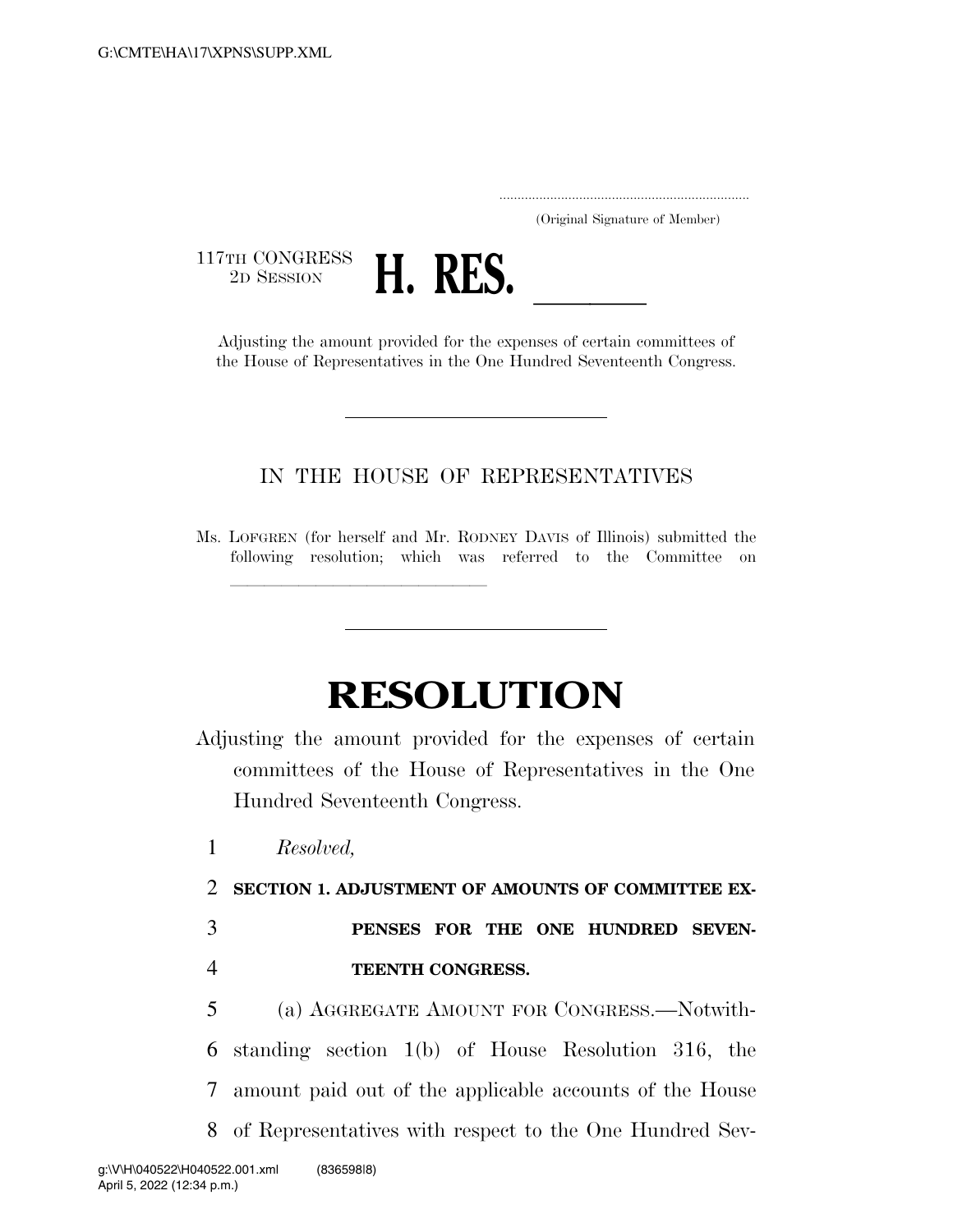.....................................................................
(Original Signature of Member)

117TH CONGRESS
2D SESSION

# H. RES. ______

Adjusting the amount provided for the expenses of certain committees of the House of Representatives in the One Hundred Seventeenth Congress.

---

IN THE HOUSE OF REPRESENTATIVES

Ms. LOFGREN (for herself and Mr. RODNEY DAVIS of Illinois) submitted the following resolution; which was referred to the Committee on ______________________________

---

# RESOLUTION

Adjusting the amount provided for the expenses of certain committees of the House of Representatives in the One Hundred Seventeenth Congress.

1 *Resolved,*

2 **SECTION 1. ADJUSTMENT OF AMOUNTS OF COMMITTEE EX-**
3 **PENSES FOR THE ONE HUNDRED SEVEN-**
4 **TEENTH CONGRESS.**

5 (a) AGGREGATE AMOUNT FOR CONGRESS.—Notwith-
6 standing section 1(b) of House Resolution 316, the
7 amount paid out of the applicable accounts of the House
8 of Representatives with respect to the One Hundred Sev-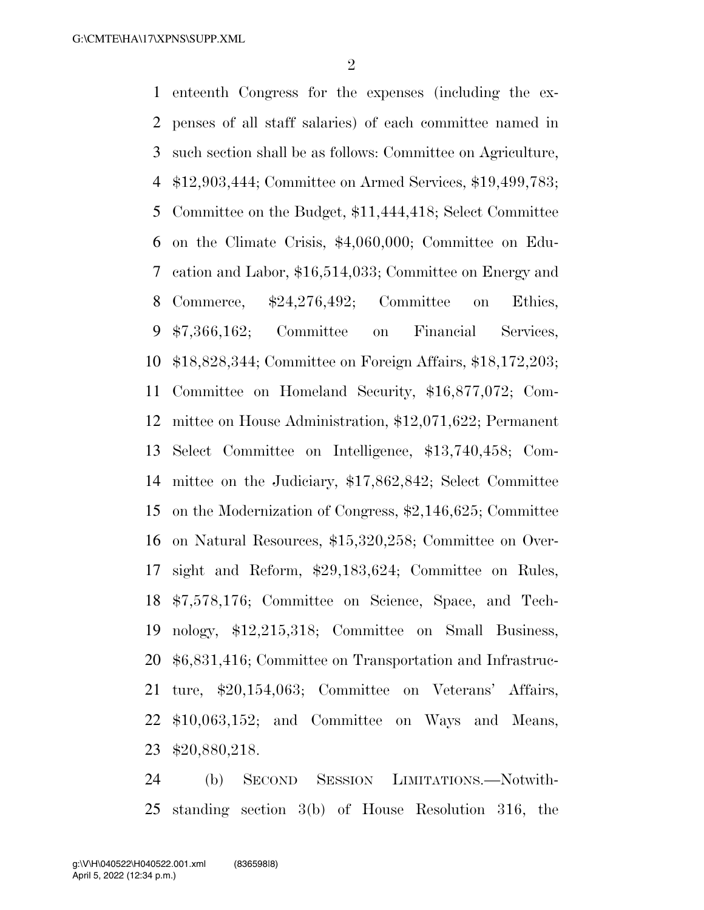enteenth Congress for the expenses (including the expenses of all staff salaries) of each committee named in such section shall be as follows: Committee on Agriculture, $12,903,444; Committee on Armed Services, $19,499,783; Committee on the Budget, $11,444,418; Select Committee on the Climate Crisis, $4,060,000; Committee on Education and Labor, $16,514,033; Committee on Energy and Commerce, $24,276,492; Committee on Ethics, $7,366,162; Committee on Financial Services, $18,828,344; Committee on Foreign Affairs, $18,172,203; Committee on Homeland Security, $16,877,072; Committee on House Administration, $12,071,622; Permanent Select Committee on Intelligence, $13,740,458; Committee on the Judiciary, $17,862,842; Select Committee on the Modernization of Congress, $2,146,625; Committee on Natural Resources, $15,320,258; Committee on Oversight and Reform, $29,183,624; Committee on Rules, $7,578,176; Committee on Science, Space, and Technology, $12,215,318; Committee on Small Business, $6,831,416; Committee on Transportation and Infrastructure, $20,154,063; Committee on Veterans' Affairs, $10,063,152; and Committee on Ways and Means, $20,880,218.

(b) SECOND SESSION LIMITATIONS.—Notwithstanding section 3(b) of House Resolution 316, the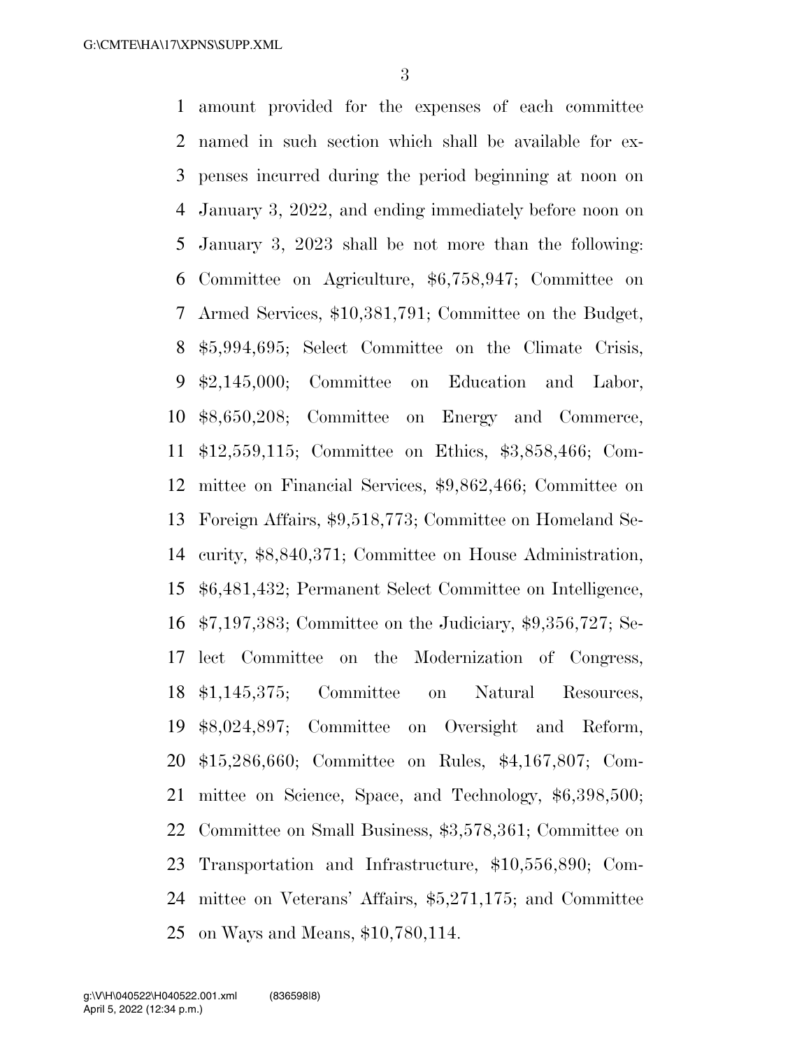amount provided for the expenses of each committee named in such section which shall be available for expenses incurred during the period beginning at noon on January 3, 2022, and ending immediately before noon on January 3, 2023 shall be not more than the following: Committee on Agriculture, $6,758,947; Committee on Armed Services, $10,381,791; Committee on the Budget, $5,994,695; Select Committee on the Climate Crisis, $2,145,000; Committee on Education and Labor, $8,650,208; Committee on Energy and Commerce, $12,559,115; Committee on Ethics, $3,858,466; Committee on Financial Services, $9,862,466; Committee on Foreign Affairs, $9,518,773; Committee on Homeland Security, $8,840,371; Committee on House Administration, $6,481,432; Permanent Select Committee on Intelligence, $7,197,383; Committee on the Judiciary, $9,356,727; Select Committee on the Modernization of Congress, $1,145,375; Committee on Natural Resources, $8,024,897; Committee on Oversight and Reform, $15,286,660; Committee on Rules, $4,167,807; Committee on Science, Space, and Technology, $6,398,500; Committee on Small Business, $3,578,361; Committee on Transportation and Infrastructure, $10,556,890; Committee on Veterans' Affairs, $5,271,175; and Committee on Ways and Means, $10,780,114.